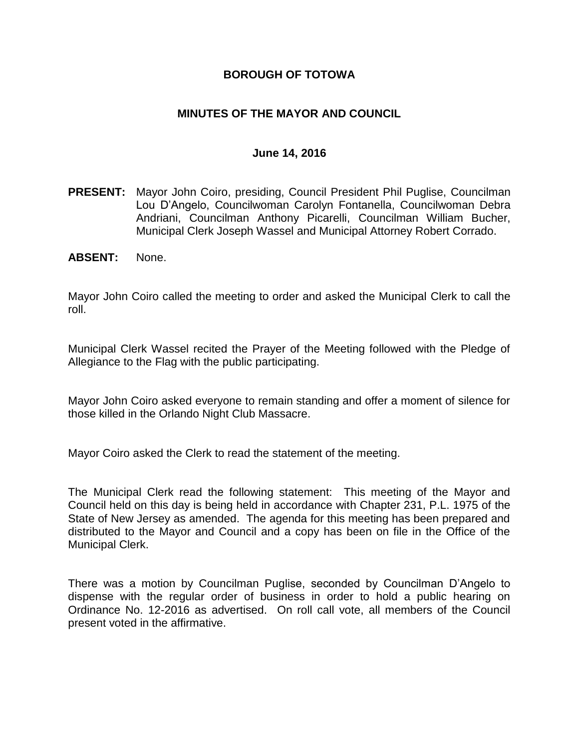# BOROUGH OF TOTOWA

## MINUTES OF THE MAYOR AND COUNCIL

### June 14, 2016

**PRESENT:** Mayor John Coiro, presiding, Council President Phil Puglise, Councilman Lou D'Angelo, Councilwoman Carolyn Fontanella, Councilwoman Debra Andriani, Councilman Anthony Picarelli, Councilman William Bucher, Municipal Clerk Joseph Wassel and Municipal Attorney Robert Corrado.

**ABSENT:** None.

Mayor John Coiro called the meeting to order and asked the Municipal Clerk to call the roll.

Municipal Clerk Wassel recited the Prayer of the Meeting followed with the Pledge of Allegiance to the Flag with the public participating.

Mayor John Coiro asked everyone to remain standing and offer a moment of silence for those killed in the Orlando Night Club Massacre.

Mayor Coiro asked the Clerk to read the statement of the meeting.

The Municipal Clerk read the following statement: This meeting of the Mayor and Council held on this day is being held in accordance with Chapter 231, P.L. 1975 of the State of New Jersey as amended. The agenda for this meeting has been prepared and distributed to the Mayor and Council and a copy has been on file in the Office of the Municipal Clerk.

There was a motion by Councilman Puglise, seconded by Councilman D'Angelo to dispense with the regular order of business in order to hold a public hearing on Ordinance No. 12-2016 as advertised. On roll call vote, all members of the Council present voted in the affirmative.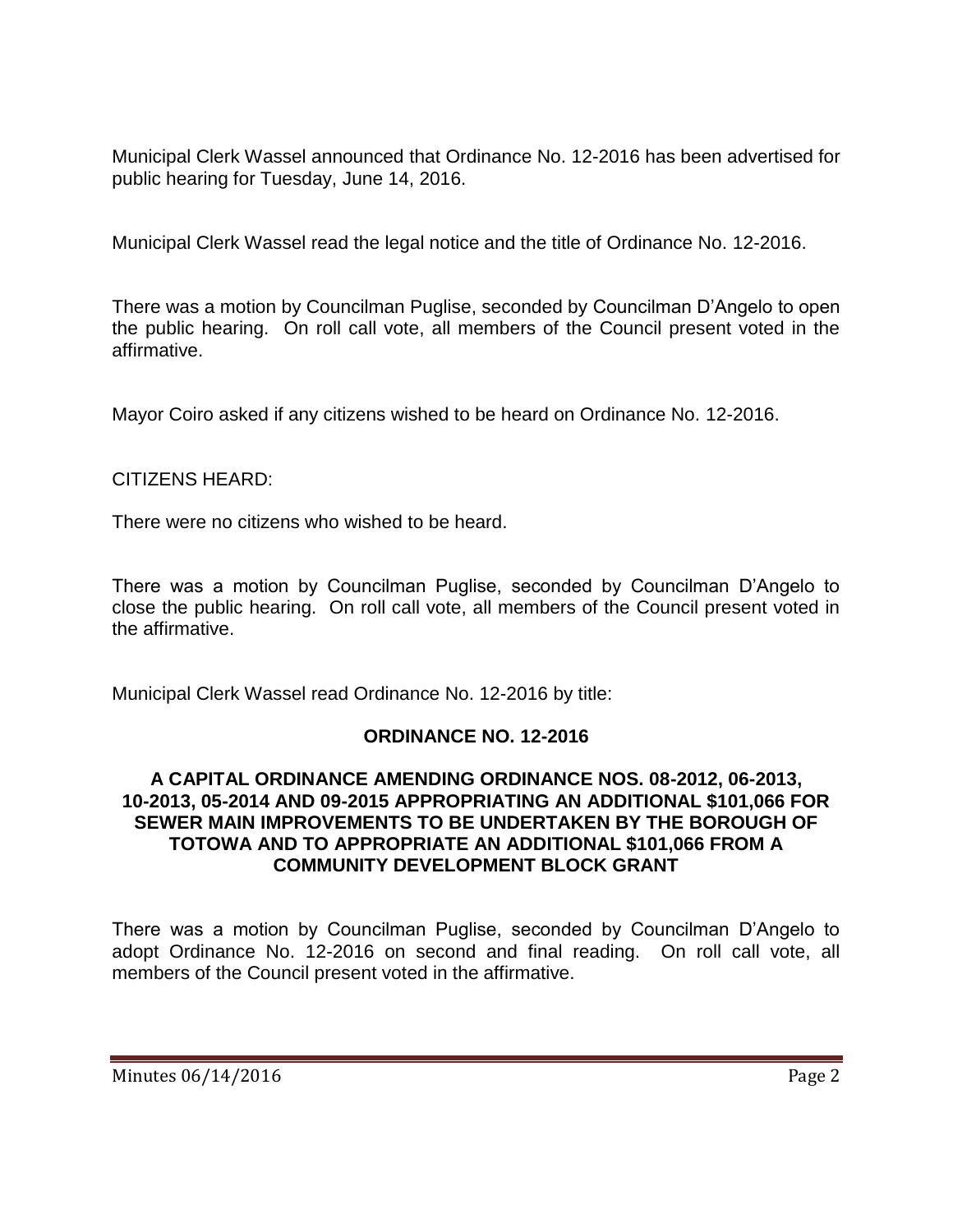Municipal Clerk Wassel announced that Ordinance No. 12-2016 has been advertised for public hearing for Tuesday, June 14, 2016.

Municipal Clerk Wassel read the legal notice and the title of Ordinance No. 12-2016.

There was a motion by Councilman Puglise, seconded by Councilman D'Angelo to open the public hearing. On roll call vote, all members of the Council present voted in the affirmative.

Mayor Coiro asked if any citizens wished to be heard on Ordinance No. 12-2016.

CITIZENS HEARD:

There were no citizens who wished to be heard.

There was a motion by Councilman Puglise, seconded by Councilman D'Angelo to close the public hearing. On roll call vote, all members of the Council present voted in the affirmative.

Municipal Clerk Wassel read Ordinance No. 12-2016 by title:

**ORDINANCE NO. 12-2016**

**A CAPITAL ORDINANCE AMENDING ORDINANCE NOS. 08-2012, 06-2013, 10-2013, 05-2014 AND 09-2015 APPROPRIATING AN ADDITIONAL $101,066 FOR SEWER MAIN IMPROVEMENTS TO BE UNDERTAKEN BY THE BOROUGH OF TOTOWA AND TO APPROPRIATE AN ADDITIONAL $101,066 FROM A COMMUNITY DEVELOPMENT BLOCK GRANT**

There was a motion by Councilman Puglise, seconded by Councilman D'Angelo to adopt Ordinance No. 12-2016 on second and final reading. On roll call vote, all members of the Council present voted in the affirmative.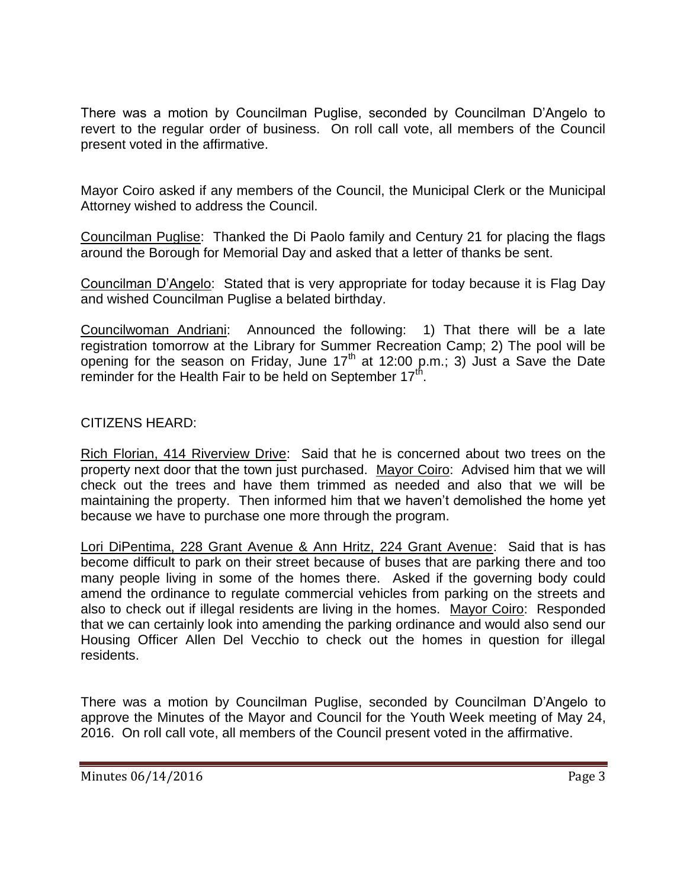There was a motion by Councilman Puglise, seconded by Councilman D'Angelo to revert to the regular order of business. On roll call vote, all members of the Council present voted in the affirmative.

Mayor Coiro asked if any members of the Council, the Municipal Clerk or the Municipal Attorney wished to address the Council.

<u>Councilman Puglise</u>: Thanked the Di Paolo family and Century 21 for placing the flags around the Borough for Memorial Day and asked that a letter of thanks be sent.

<u>Councilman D'Angelo</u>: Stated that is very appropriate for today because it is Flag Day and wished Councilman Puglise a belated birthday.

<u>Councilwoman Andriani</u>: Announced the following: 1) That there will be a late registration tomorrow at the Library for Summer Recreation Camp; 2) The pool will be opening for the season on Friday, June 17th at 12:00 p.m.; 3) Just a Save the Date reminder for the Health Fair to be held on September 17th.

CITIZENS HEARD:

<u>Rich Florian, 414 Riverview Drive</u>: Said that he is concerned about two trees on the property next door that the town just purchased. <u>Mayor Coiro</u>: Advised him that we will check out the trees and have them trimmed as needed and also that we will be maintaining the property. Then informed him that we haven't demolished the home yet because we have to purchase one more through the program.

<u>Lori DiPentima, 228 Grant Avenue & Ann Hritz, 224 Grant Avenue</u>: Said that is has become difficult to park on their street because of buses that are parking there and too many people living in some of the homes there. Asked if the governing body could amend the ordinance to regulate commercial vehicles from parking on the streets and also to check out if illegal residents are living in the homes. <u>Mayor Coiro</u>: Responded that we can certainly look into amending the parking ordinance and would also send our Housing Officer Allen Del Vecchio to check out the homes in question for illegal residents.

There was a motion by Councilman Puglise, seconded by Councilman D'Angelo to approve the Minutes of the Mayor and Council for the Youth Week meeting of May 24, 2016. On roll call vote, all members of the Council present voted in the affirmative.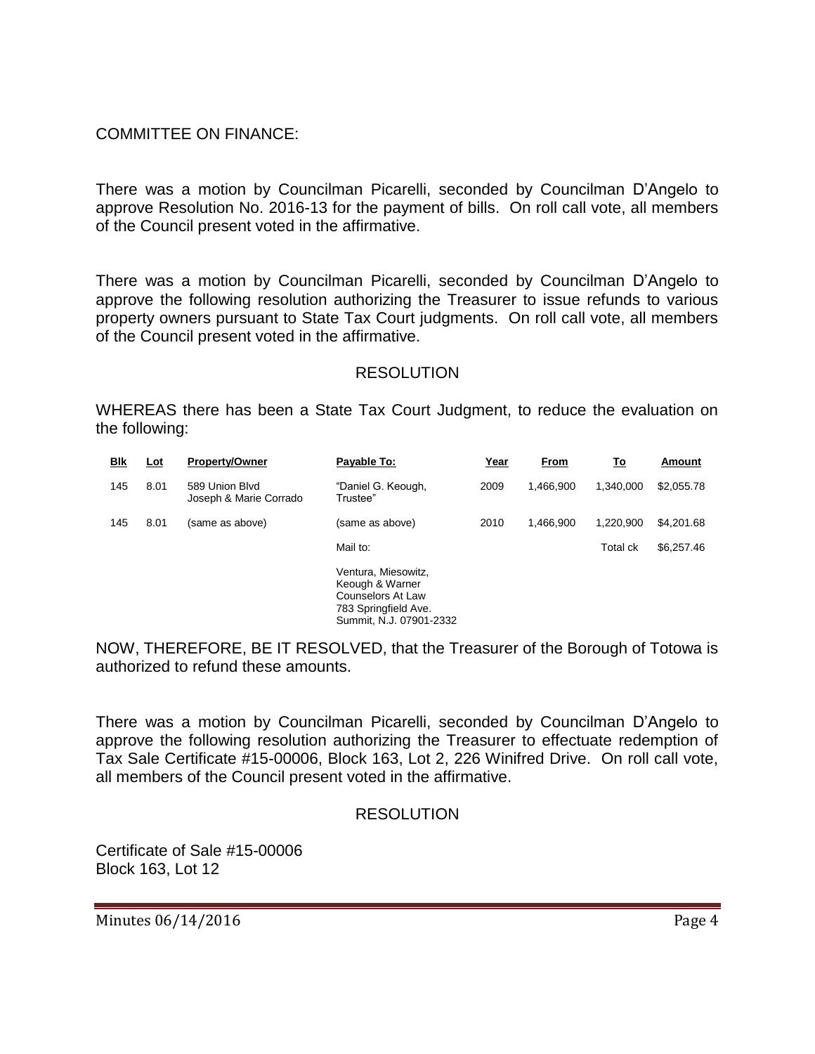COMMITTEE ON FINANCE:

There was a motion by Councilman Picarelli, seconded by Councilman D'Angelo to approve Resolution No. 2016-13 for the payment of bills. On roll call vote, all members of the Council present voted in the affirmative.

There was a motion by Councilman Picarelli, seconded by Councilman D'Angelo to approve the following resolution authorizing the Treasurer to issue refunds to various property owners pursuant to State Tax Court judgments. On roll call vote, all members of the Council present voted in the affirmative.

RESOLUTION

WHEREAS there has been a State Tax Court Judgment, to reduce the evaluation on the following:

| Blk | Lot | Property/Owner | Payable To: | Year | From | To | Amount |
|---|---|---|---|---|---|---|---|
| 145 | 8.01 | 589 Union Blvd Joseph & Marie Corrado | "Daniel G. Keough, Trustee" | 2009 | 1,466,900 | 1,340,000 | $2,055.78 |
| 145 | 8.01 | (same as above) | (same as above) | 2010 | 1,466,900 | 1,220,900 | $4,201.68 |
| | | | Mail to: | | | Total ck | $6,257.46 |
| | | | Ventura, Miesowitz, Keough & Warner Counselors At Law 783 Springfield Ave. Summit, N.J. 07901-2332 | | | | |

NOW, THEREFORE, BE IT RESOLVED, that the Treasurer of the Borough of Totowa is authorized to refund these amounts.

There was a motion by Councilman Picarelli, seconded by Councilman D'Angelo to approve the following resolution authorizing the Treasurer to effectuate redemption of Tax Sale Certificate #15-00006, Block 163, Lot 2, 226 Winifred Drive. On roll call vote, all members of the Council present voted in the affirmative.

RESOLUTION

Certificate of Sale #15-00006
Block 163, Lot 12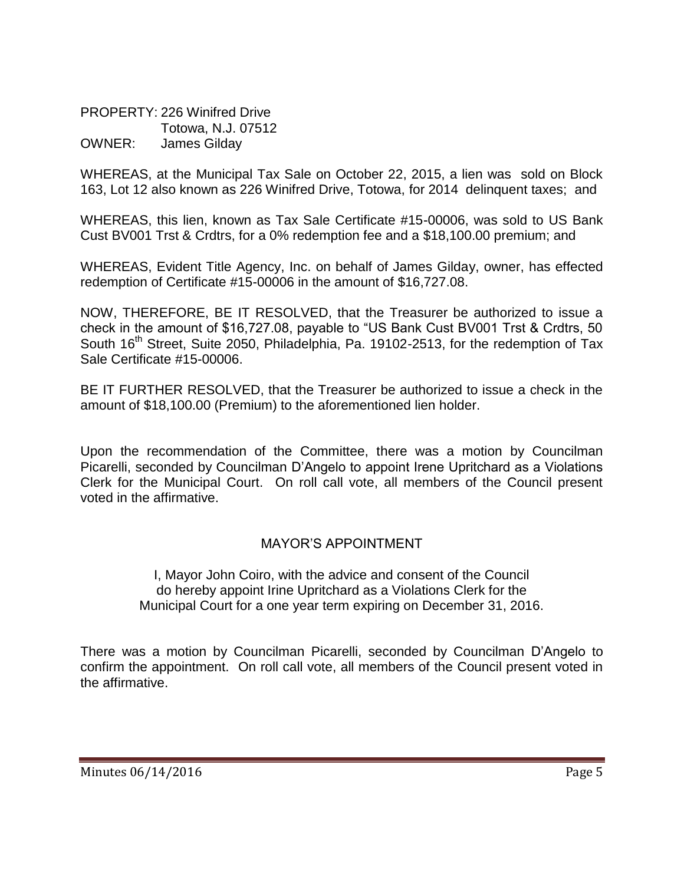PROPERTY: 226 Winifred Drive
Totowa, N.J. 07512
OWNER: James Gilday

WHEREAS, at the Municipal Tax Sale on October 22, 2015, a lien was sold on Block 163, Lot 12 also known as 226 Winifred Drive, Totowa, for 2014 delinquent taxes; and

WHEREAS, this lien, known as Tax Sale Certificate #15-00006, was sold to US Bank Cust BV001 Trst & Crdtrs, for a 0% redemption fee and a $18,100.00 premium; and

WHEREAS, Evident Title Agency, Inc. on behalf of James Gilday, owner, has effected redemption of Certificate #15-00006 in the amount of $16,727.08.

NOW, THEREFORE, BE IT RESOLVED, that the Treasurer be authorized to issue a check in the amount of $16,727.08, payable to "US Bank Cust BV001 Trst & Crdtrs, 50 South 16th Street, Suite 2050, Philadelphia, Pa. 19102-2513, for the redemption of Tax Sale Certificate #15-00006.

BE IT FURTHER RESOLVED, that the Treasurer be authorized to issue a check in the amount of $18,100.00 (Premium) to the aforementioned lien holder.

Upon the recommendation of the Committee, there was a motion by Councilman Picarelli, seconded by Councilman D'Angelo to appoint Irene Upritchard as a Violations Clerk for the Municipal Court. On roll call vote, all members of the Council present voted in the affirmative.

## MAYOR'S APPOINTMENT

I, Mayor John Coiro, with the advice and consent of the Council do hereby appoint Irine Upritchard as a Violations Clerk for the Municipal Court for a one year term expiring on December 31, 2016.

There was a motion by Councilman Picarelli, seconded by Councilman D'Angelo to confirm the appointment. On roll call vote, all members of the Council present voted in the affirmative.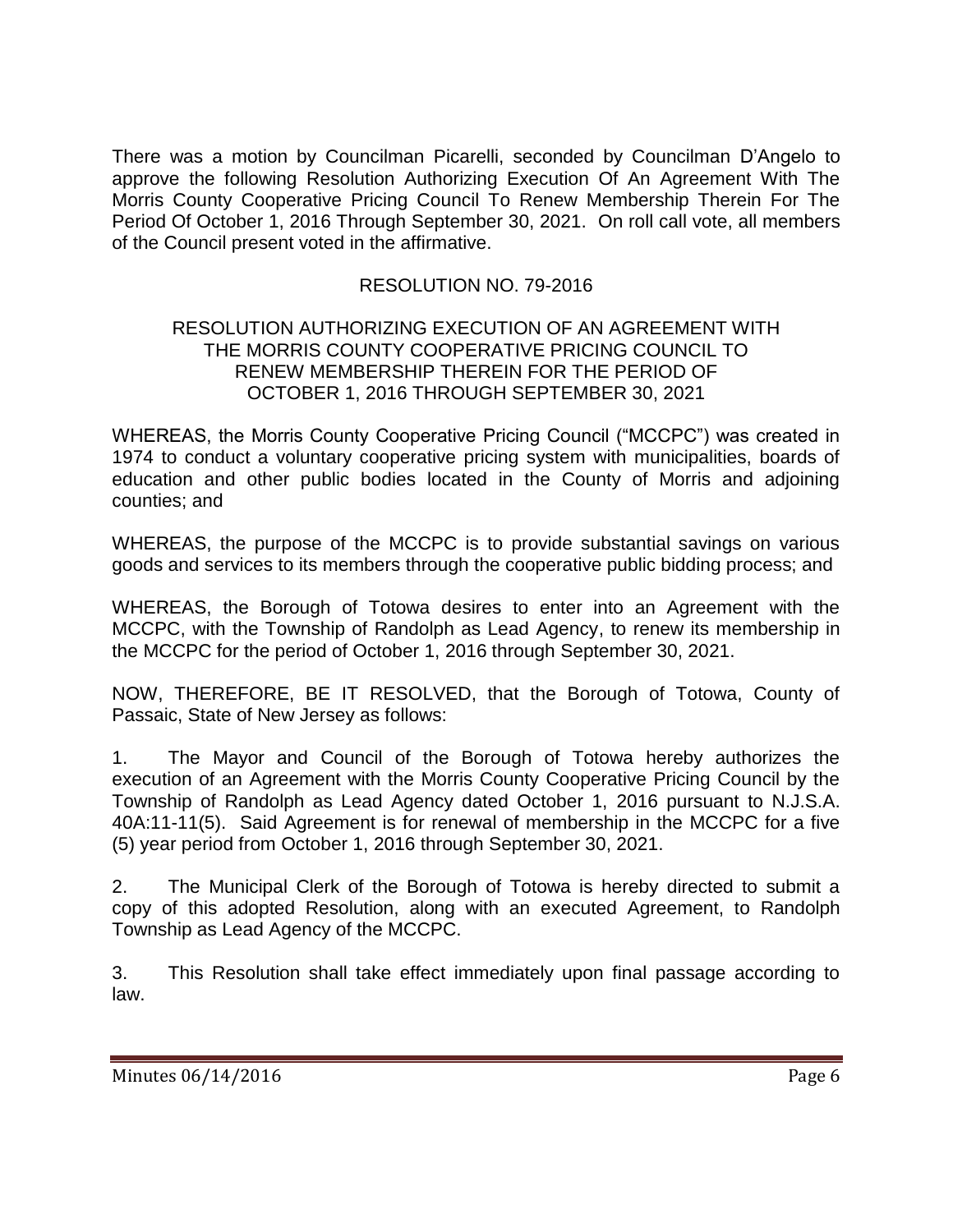There was a motion by Councilman Picarelli, seconded by Councilman D'Angelo to approve the following Resolution Authorizing Execution Of An Agreement With The Morris County Cooperative Pricing Council To Renew Membership Therein For The Period Of October 1, 2016 Through September 30, 2021. On roll call vote, all members of the Council present voted in the affirmative.

RESOLUTION NO. 79-2016

RESOLUTION AUTHORIZING EXECUTION OF AN AGREEMENT WITH THE MORRIS COUNTY COOPERATIVE PRICING COUNCIL TO RENEW MEMBERSHIP THEREIN FOR THE PERIOD OF OCTOBER 1, 2016 THROUGH SEPTEMBER 30, 2021

WHEREAS, the Morris County Cooperative Pricing Council ("MCCPC") was created in 1974 to conduct a voluntary cooperative pricing system with municipalities, boards of education and other public bodies located in the County of Morris and adjoining counties; and

WHEREAS, the purpose of the MCCPC is to provide substantial savings on various goods and services to its members through the cooperative public bidding process; and

WHEREAS, the Borough of Totowa desires to enter into an Agreement with the MCCPC, with the Township of Randolph as Lead Agency, to renew its membership in the MCCPC for the period of October 1, 2016 through September 30, 2021.

NOW, THEREFORE, BE IT RESOLVED, that the Borough of Totowa, County of Passaic, State of New Jersey as follows:

1. The Mayor and Council of the Borough of Totowa hereby authorizes the execution of an Agreement with the Morris County Cooperative Pricing Council by the Township of Randolph as Lead Agency dated October 1, 2016 pursuant to N.J.S.A. 40A:11-11(5). Said Agreement is for renewal of membership in the MCCPC for a five (5) year period from October 1, 2016 through September 30, 2021.

2. The Municipal Clerk of the Borough of Totowa is hereby directed to submit a copy of this adopted Resolution, along with an executed Agreement, to Randolph Township as Lead Agency of the MCCPC.

3. This Resolution shall take effect immediately upon final passage according to law.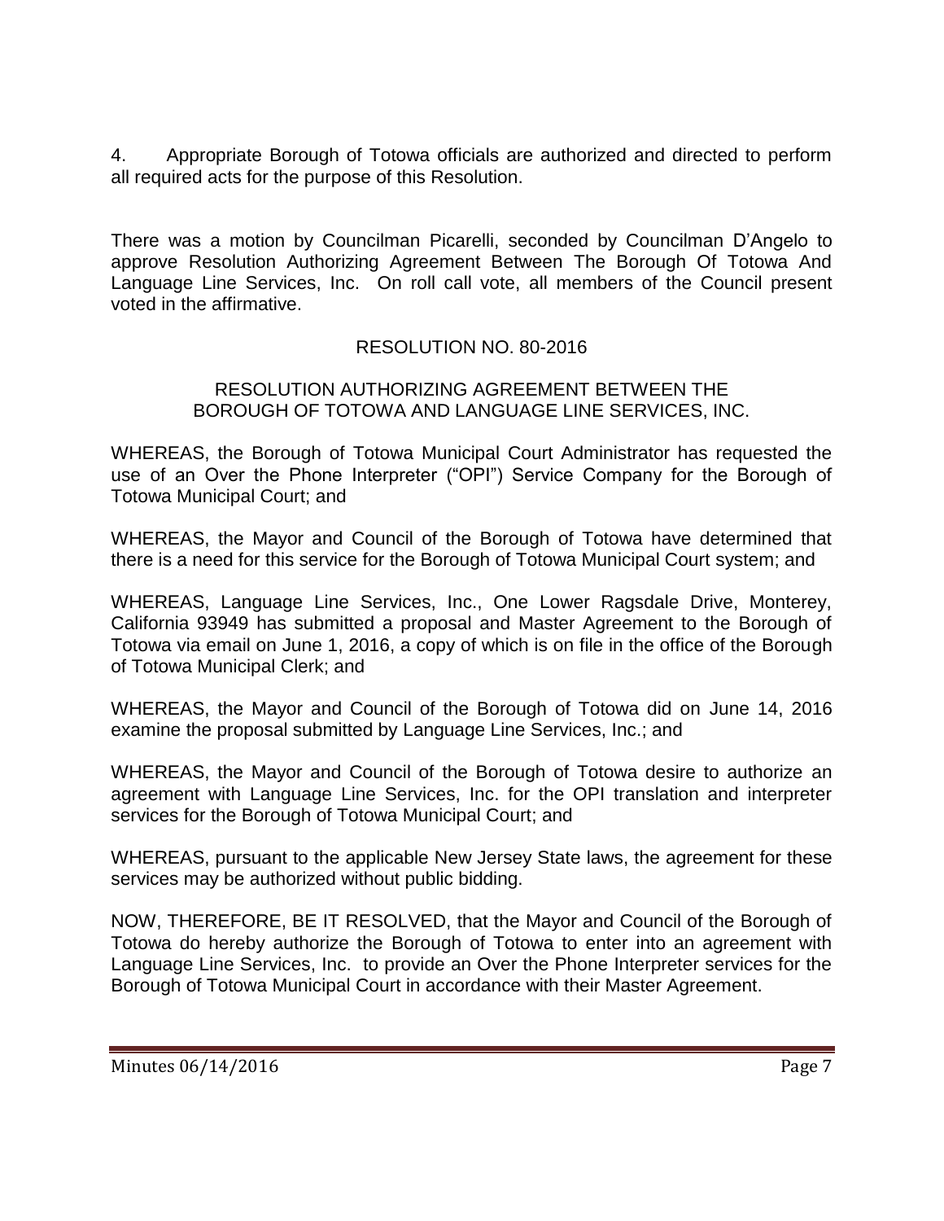4. Appropriate Borough of Totowa officials are authorized and directed to perform all required acts for the purpose of this Resolution.

There was a motion by Councilman Picarelli, seconded by Councilman D'Angelo to approve Resolution Authorizing Agreement Between The Borough Of Totowa And Language Line Services, Inc. On roll call vote, all members of the Council present voted in the affirmative.

RESOLUTION NO. 80-2016

RESOLUTION AUTHORIZING AGREEMENT BETWEEN THE BOROUGH OF TOTOWA AND LANGUAGE LINE SERVICES, INC.

WHEREAS, the Borough of Totowa Municipal Court Administrator has requested the use of an Over the Phone Interpreter ("OPI") Service Company for the Borough of Totowa Municipal Court; and

WHEREAS, the Mayor and Council of the Borough of Totowa have determined that there is a need for this service for the Borough of Totowa Municipal Court system; and

WHEREAS, Language Line Services, Inc., One Lower Ragsdale Drive, Monterey, California 93949 has submitted a proposal and Master Agreement to the Borough of Totowa via email on June 1, 2016, a copy of which is on file in the office of the Borough of Totowa Municipal Clerk; and

WHEREAS, the Mayor and Council of the Borough of Totowa did on June 14, 2016 examine the proposal submitted by Language Line Services, Inc.; and

WHEREAS, the Mayor and Council of the Borough of Totowa desire to authorize an agreement with Language Line Services, Inc. for the OPI translation and interpreter services for the Borough of Totowa Municipal Court; and

WHEREAS, pursuant to the applicable New Jersey State laws, the agreement for these services may be authorized without public bidding.

NOW, THEREFORE, BE IT RESOLVED, that the Mayor and Council of the Borough of Totowa do hereby authorize the Borough of Totowa to enter into an agreement with Language Line Services, Inc. to provide an Over the Phone Interpreter services for the Borough of Totowa Municipal Court in accordance with their Master Agreement.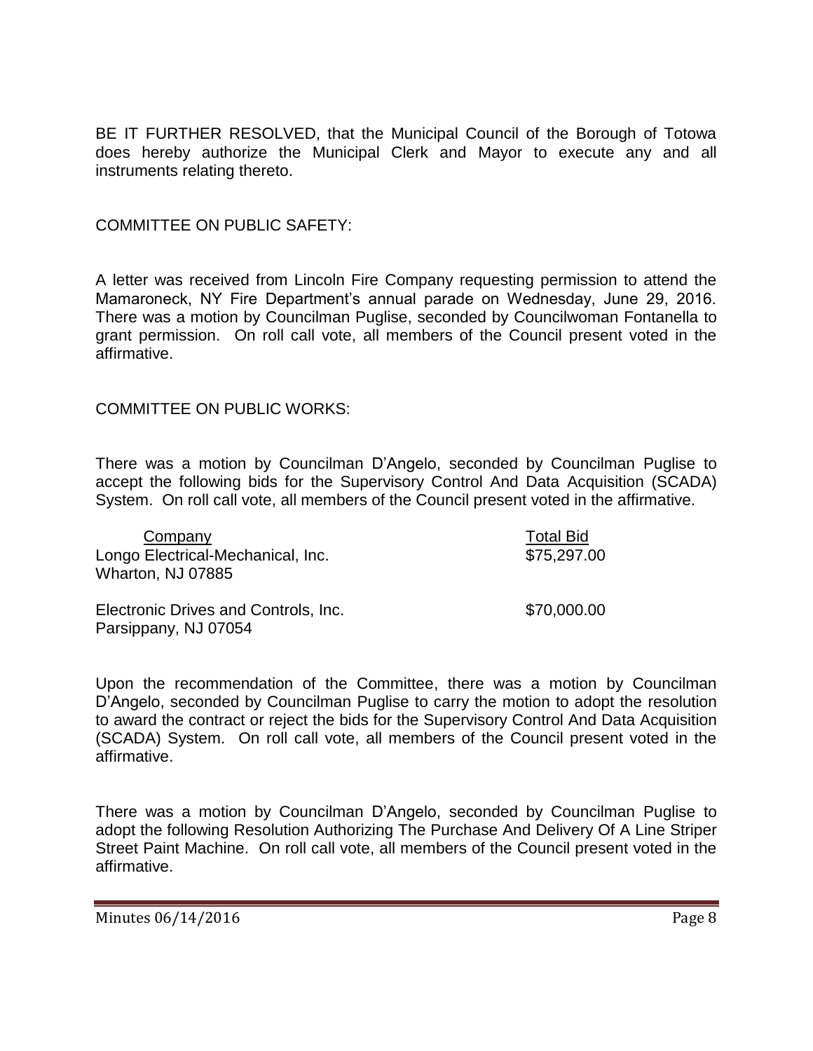BE IT FURTHER RESOLVED, that the Municipal Council of the Borough of Totowa does hereby authorize the Municipal Clerk and Mayor to execute any and all instruments relating thereto.

COMMITTEE ON PUBLIC SAFETY:

A letter was received from Lincoln Fire Company requesting permission to attend the Mamaroneck, NY Fire Department's annual parade on Wednesday, June 29, 2016. There was a motion by Councilman Puglise, seconded by Councilwoman Fontanella to grant permission. On roll call vote, all members of the Council present voted in the affirmative.

COMMITTEE ON PUBLIC WORKS:

There was a motion by Councilman D'Angelo, seconded by Councilman Puglise to accept the following bids for the Supervisory Control And Data Acquisition (SCADA) System. On roll call vote, all members of the Council present voted in the affirmative.

| Company | Total Bid |
|---|---|
| Longo Electrical-Mechanical, Inc.<br>Wharton, NJ 07885 | $75,297.00 |
| Electronic Drives and Controls, Inc.<br>Parsippany, NJ 07054 | $70,000.00 |

Upon the recommendation of the Committee, there was a motion by Councilman D'Angelo, seconded by Councilman Puglise to carry the motion to adopt the resolution to award the contract or reject the bids for the Supervisory Control And Data Acquisition (SCADA) System. On roll call vote, all members of the Council present voted in the affirmative.

There was a motion by Councilman D'Angelo, seconded by Councilman Puglise to adopt the following Resolution Authorizing The Purchase And Delivery Of A Line Striper Street Paint Machine. On roll call vote, all members of the Council present voted in the affirmative.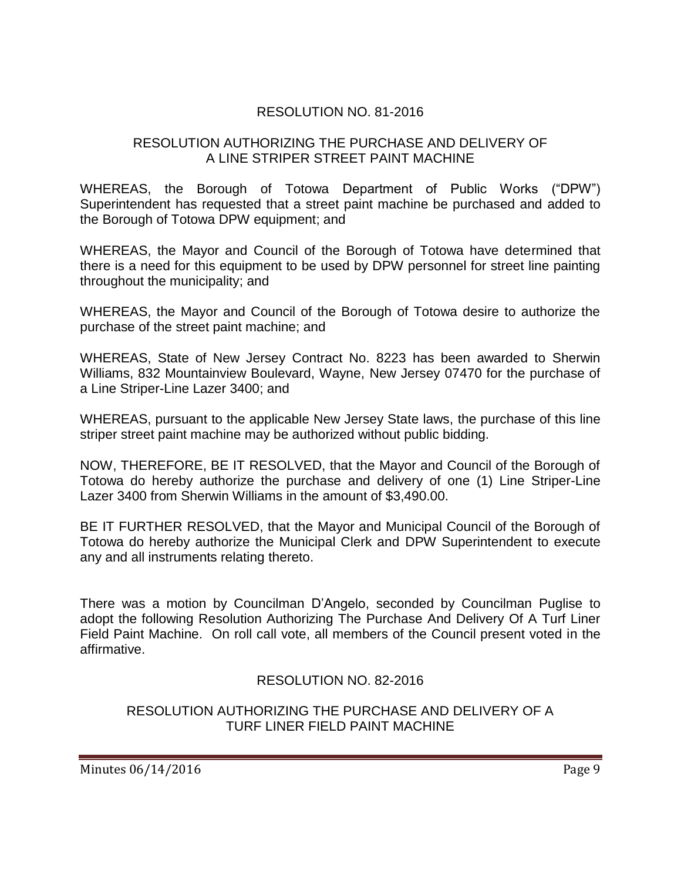## RESOLUTION NO. 81-2016

### RESOLUTION AUTHORIZING THE PURCHASE AND DELIVERY OF A LINE STRIPER STREET PAINT MACHINE

WHEREAS, the Borough of Totowa Department of Public Works ("DPW") Superintendent has requested that a street paint machine be purchased and added to the Borough of Totowa DPW equipment; and

WHEREAS, the Mayor and Council of the Borough of Totowa have determined that there is a need for this equipment to be used by DPW personnel for street line painting throughout the municipality; and

WHEREAS, the Mayor and Council of the Borough of Totowa desire to authorize the purchase of the street paint machine; and

WHEREAS, State of New Jersey Contract No. 8223 has been awarded to Sherwin Williams, 832 Mountainview Boulevard, Wayne, New Jersey 07470 for the purchase of a Line Striper-Line Lazer 3400; and

WHEREAS, pursuant to the applicable New Jersey State laws, the purchase of this line striper street paint machine may be authorized without public bidding.

NOW, THEREFORE, BE IT RESOLVED, that the Mayor and Council of the Borough of Totowa do hereby authorize the purchase and delivery of one (1) Line Striper-Line Lazer 3400 from Sherwin Williams in the amount of $3,490.00.

BE IT FURTHER RESOLVED, that the Mayor and Municipal Council of the Borough of Totowa do hereby authorize the Municipal Clerk and DPW Superintendent to execute any and all instruments relating thereto.

There was a motion by Councilman D'Angelo, seconded by Councilman Puglise to adopt the following Resolution Authorizing The Purchase And Delivery Of A Turf Liner Field Paint Machine. On roll call vote, all members of the Council present voted in the affirmative.

## RESOLUTION NO. 82-2016

### RESOLUTION AUTHORIZING THE PURCHASE AND DELIVERY OF A TURF LINER FIELD PAINT MACHINE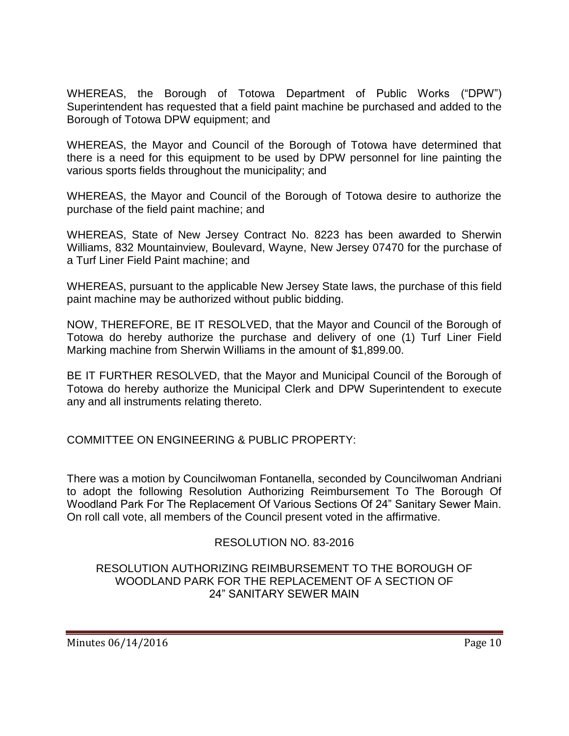WHEREAS, the Borough of Totowa Department of Public Works ("DPW") Superintendent has requested that a field paint machine be purchased and added to the Borough of Totowa DPW equipment; and

WHEREAS, the Mayor and Council of the Borough of Totowa have determined that there is a need for this equipment to be used by DPW personnel for line painting the various sports fields throughout the municipality; and

WHEREAS, the Mayor and Council of the Borough of Totowa desire to authorize the purchase of the field paint machine; and

WHEREAS, State of New Jersey Contract No. 8223 has been awarded to Sherwin Williams, 832 Mountainview, Boulevard, Wayne, New Jersey 07470 for the purchase of a Turf Liner Field Paint machine; and

WHEREAS, pursuant to the applicable New Jersey State laws, the purchase of this field paint machine may be authorized without public bidding.

NOW, THEREFORE, BE IT RESOLVED, that the Mayor and Council of the Borough of Totowa do hereby authorize the purchase and delivery of one (1) Turf Liner Field Marking machine from Sherwin Williams in the amount of $1,899.00.

BE IT FURTHER RESOLVED, that the Mayor and Municipal Council of the Borough of Totowa do hereby authorize the Municipal Clerk and DPW Superintendent to execute any and all instruments relating thereto.

COMMITTEE ON ENGINEERING & PUBLIC PROPERTY:

There was a motion by Councilwoman Fontanella, seconded by Councilwoman Andriani to adopt the following Resolution Authorizing Reimbursement To The Borough Of Woodland Park For The Replacement Of Various Sections Of 24" Sanitary Sewer Main. On roll call vote, all members of the Council present voted in the affirmative.

RESOLUTION NO. 83-2016

RESOLUTION AUTHORIZING REIMBURSEMENT TO THE BOROUGH OF WOODLAND PARK FOR THE REPLACEMENT OF A SECTION OF 24" SANITARY SEWER MAIN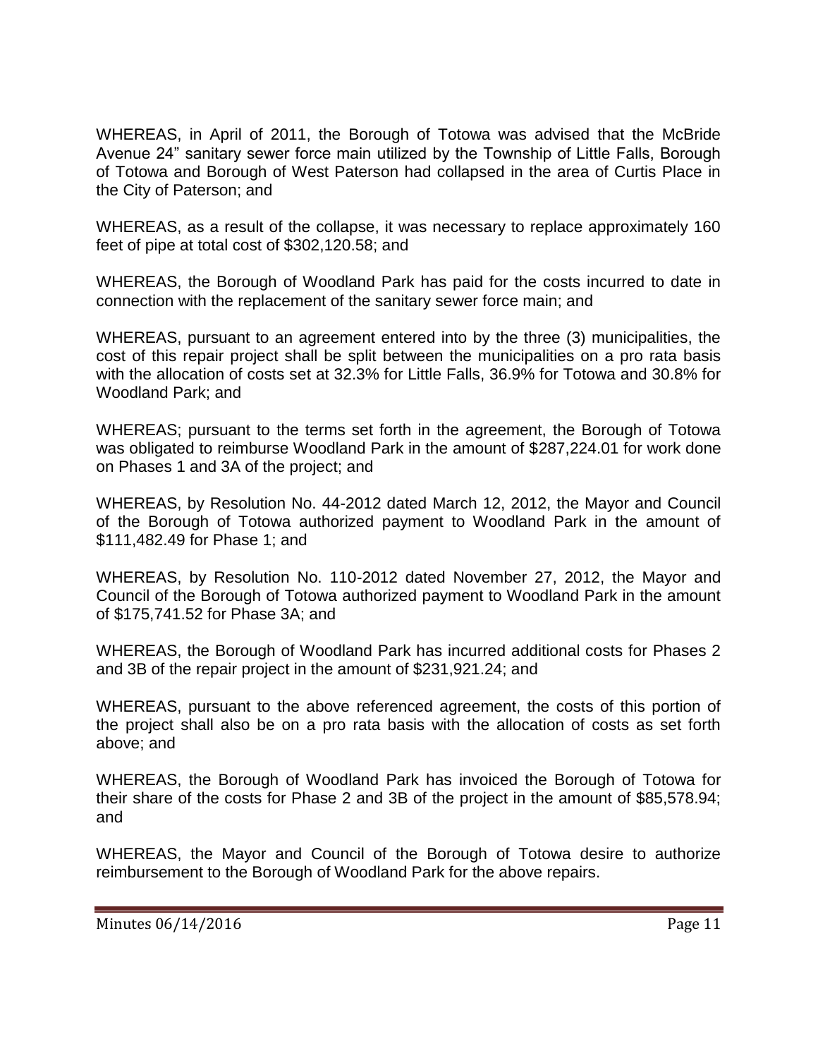WHEREAS, in April of 2011, the Borough of Totowa was advised that the McBride Avenue 24" sanitary sewer force main utilized by the Township of Little Falls, Borough of Totowa and Borough of West Paterson had collapsed in the area of Curtis Place in the City of Paterson; and

WHEREAS, as a result of the collapse, it was necessary to replace approximately 160 feet of pipe at total cost of $302,120.58; and

WHEREAS, the Borough of Woodland Park has paid for the costs incurred to date in connection with the replacement of the sanitary sewer force main; and

WHEREAS, pursuant to an agreement entered into by the three (3) municipalities, the cost of this repair project shall be split between the municipalities on a pro rata basis with the allocation of costs set at 32.3% for Little Falls, 36.9% for Totowa and 30.8% for Woodland Park; and

WHEREAS; pursuant to the terms set forth in the agreement, the Borough of Totowa was obligated to reimburse Woodland Park in the amount of $287,224.01 for work done on Phases 1 and 3A of the project; and

WHEREAS, by Resolution No. 44-2012 dated March 12, 2012, the Mayor and Council of the Borough of Totowa authorized payment to Woodland Park in the amount of $111,482.49 for Phase 1; and

WHEREAS, by Resolution No. 110-2012 dated November 27, 2012, the Mayor and Council of the Borough of Totowa authorized payment to Woodland Park in the amount of $175,741.52 for Phase 3A; and

WHEREAS, the Borough of Woodland Park has incurred additional costs for Phases 2 and 3B of the repair project in the amount of $231,921.24; and

WHEREAS, pursuant to the above referenced agreement, the costs of this portion of the project shall also be on a pro rata basis with the allocation of costs as set forth above; and

WHEREAS, the Borough of Woodland Park has invoiced the Borough of Totowa for their share of the costs for Phase 2 and 3B of the project in the amount of $85,578.94; and

WHEREAS, the Mayor and Council of the Borough of Totowa desire to authorize reimbursement to the Borough of Woodland Park for the above repairs.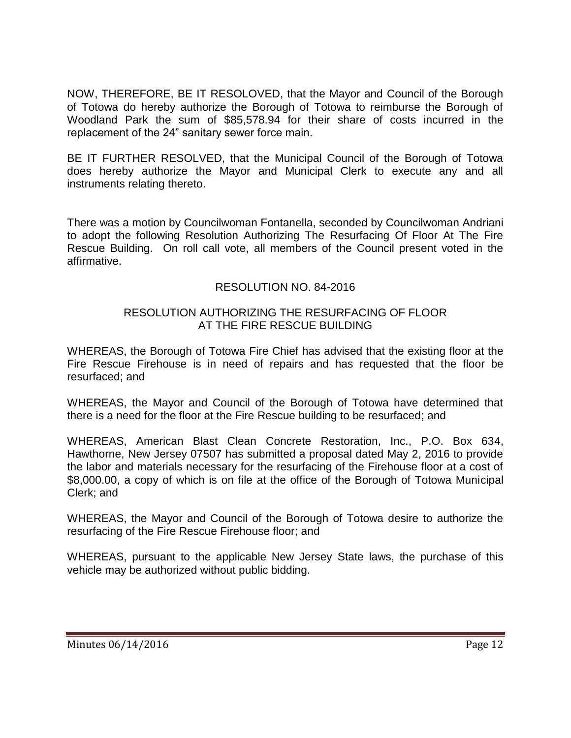NOW, THEREFORE, BE IT RESOLOVED, that the Mayor and Council of the Borough of Totowa do hereby authorize the Borough of Totowa to reimburse the Borough of Woodland Park the sum of $85,578.94 for their share of costs incurred in the replacement of the 24" sanitary sewer force main.

BE IT FURTHER RESOLVED, that the Municipal Council of the Borough of Totowa does hereby authorize the Mayor and Municipal Clerk to execute any and all instruments relating thereto.

There was a motion by Councilwoman Fontanella, seconded by Councilwoman Andriani to adopt the following Resolution Authorizing The Resurfacing Of Floor At The Fire Rescue Building. On roll call vote, all members of the Council present voted in the affirmative.

RESOLUTION NO. 84-2016

RESOLUTION AUTHORIZING THE RESURFACING OF FLOOR AT THE FIRE RESCUE BUILDING

WHEREAS, the Borough of Totowa Fire Chief has advised that the existing floor at the Fire Rescue Firehouse is in need of repairs and has requested that the floor be resurfaced; and

WHEREAS, the Mayor and Council of the Borough of Totowa have determined that there is a need for the floor at the Fire Rescue building to be resurfaced; and

WHEREAS, American Blast Clean Concrete Restoration, Inc., P.O. Box 634, Hawthorne, New Jersey 07507 has submitted a proposal dated May 2, 2016 to provide the labor and materials necessary for the resurfacing of the Firehouse floor at a cost of $8,000.00, a copy of which is on file at the office of the Borough of Totowa Municipal Clerk; and

WHEREAS, the Mayor and Council of the Borough of Totowa desire to authorize the resurfacing of the Fire Rescue Firehouse floor; and

WHEREAS, pursuant to the applicable New Jersey State laws, the purchase of this vehicle may be authorized without public bidding.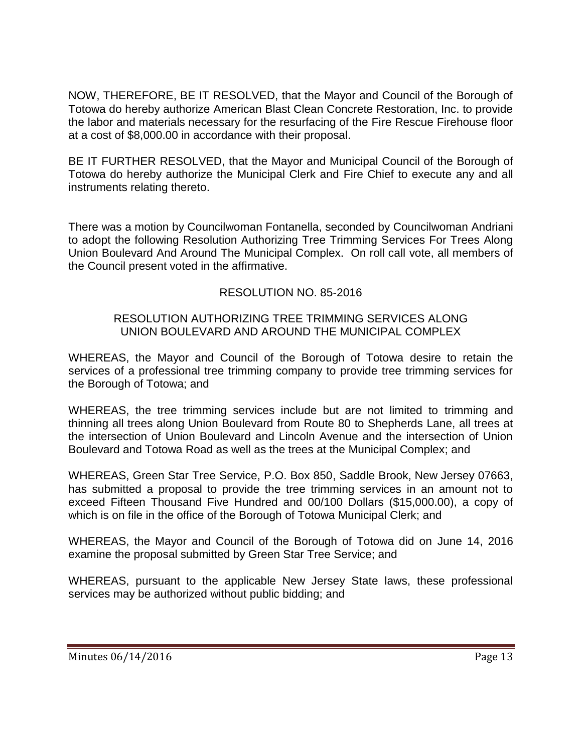NOW, THEREFORE, BE IT RESOLVED, that the Mayor and Council of the Borough of Totowa do hereby authorize American Blast Clean Concrete Restoration, Inc. to provide the labor and materials necessary for the resurfacing of the Fire Rescue Firehouse floor at a cost of $8,000.00 in accordance with their proposal.

BE IT FURTHER RESOLVED, that the Mayor and Municipal Council of the Borough of Totowa do hereby authorize the Municipal Clerk and Fire Chief to execute any and all instruments relating thereto.

There was a motion by Councilwoman Fontanella, seconded by Councilwoman Andriani to adopt the following Resolution Authorizing Tree Trimming Services For Trees Along Union Boulevard And Around The Municipal Complex. On roll call vote, all members of the Council present voted in the affirmative.

RESOLUTION NO. 85-2016

RESOLUTION AUTHORIZING TREE TRIMMING SERVICES ALONG UNION BOULEVARD AND AROUND THE MUNICIPAL COMPLEX

WHEREAS, the Mayor and Council of the Borough of Totowa desire to retain the services of a professional tree trimming company to provide tree trimming services for the Borough of Totowa; and

WHEREAS, the tree trimming services include but are not limited to trimming and thinning all trees along Union Boulevard from Route 80 to Shepherds Lane, all trees at the intersection of Union Boulevard and Lincoln Avenue and the intersection of Union Boulevard and Totowa Road as well as the trees at the Municipal Complex; and

WHEREAS, Green Star Tree Service, P.O. Box 850, Saddle Brook, New Jersey 07663, has submitted a proposal to provide the tree trimming services in an amount not to exceed Fifteen Thousand Five Hundred and 00/100 Dollars ($15,000.00), a copy of which is on file in the office of the Borough of Totowa Municipal Clerk; and

WHEREAS, the Mayor and Council of the Borough of Totowa did on June 14, 2016 examine the proposal submitted by Green Star Tree Service; and

WHEREAS, pursuant to the applicable New Jersey State laws, these professional services may be authorized without public bidding; and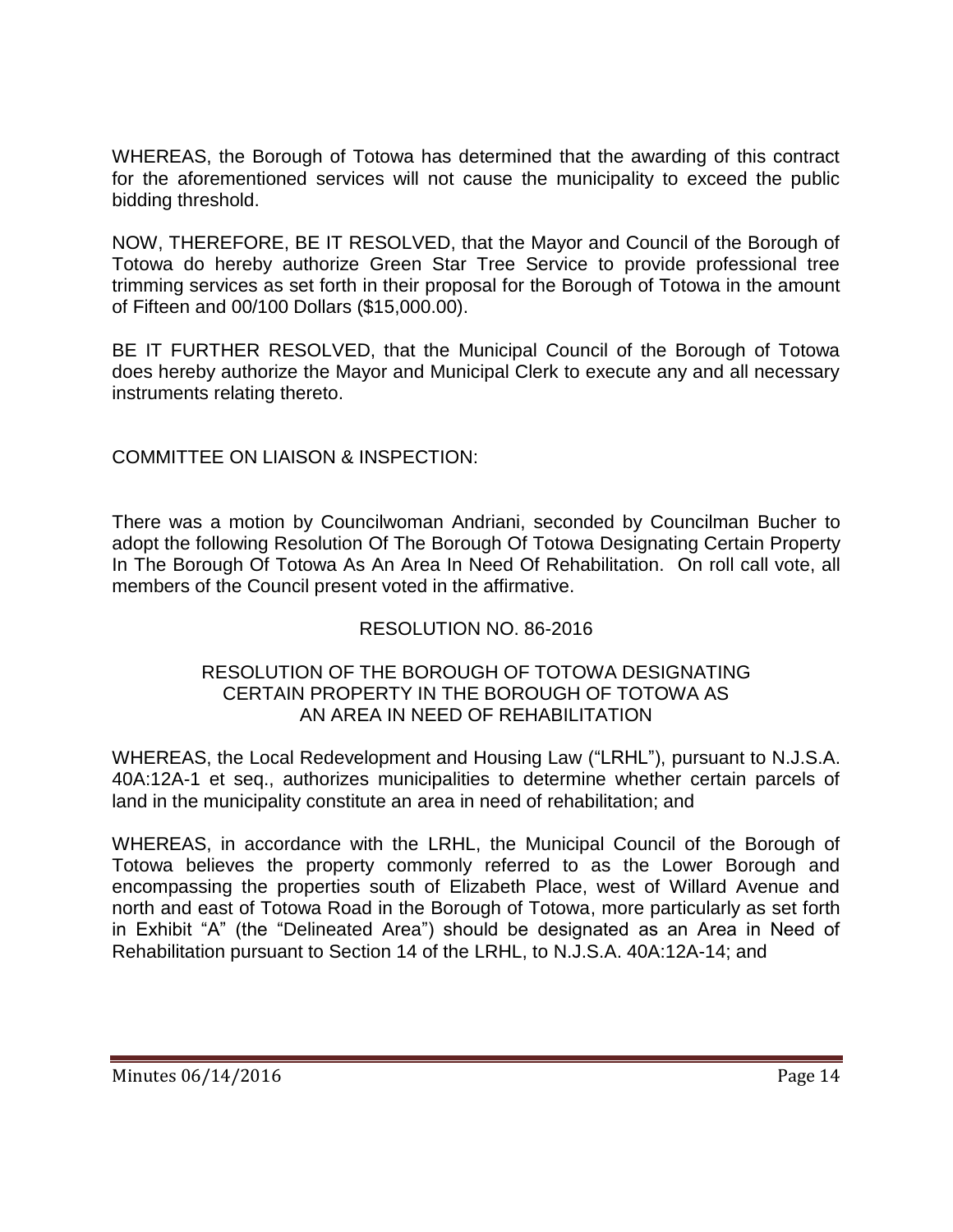WHEREAS, the Borough of Totowa has determined that the awarding of this contract for the aforementioned services will not cause the municipality to exceed the public bidding threshold.

NOW, THEREFORE, BE IT RESOLVED, that the Mayor and Council of the Borough of Totowa do hereby authorize Green Star Tree Service to provide professional tree trimming services as set forth in their proposal for the Borough of Totowa in the amount of Fifteen and 00/100 Dollars ($15,000.00).

BE IT FURTHER RESOLVED, that the Municipal Council of the Borough of Totowa does hereby authorize the Mayor and Municipal Clerk to execute any and all necessary instruments relating thereto.

COMMITTEE ON LIAISON & INSPECTION:

There was a motion by Councilwoman Andriani, seconded by Councilman Bucher to adopt the following Resolution Of The Borough Of Totowa Designating Certain Property In The Borough Of Totowa As An Area In Need Of Rehabilitation. On roll call vote, all members of the Council present voted in the affirmative.

RESOLUTION NO. 86-2016

RESOLUTION OF THE BOROUGH OF TOTOWA DESIGNATING CERTAIN PROPERTY IN THE BOROUGH OF TOTOWA AS AN AREA IN NEED OF REHABILITATION

WHEREAS, the Local Redevelopment and Housing Law ("LRHL"), pursuant to N.J.S.A. 40A:12A-1 et seq., authorizes municipalities to determine whether certain parcels of land in the municipality constitute an area in need of rehabilitation; and

WHEREAS, in accordance with the LRHL, the Municipal Council of the Borough of Totowa believes the property commonly referred to as the Lower Borough and encompassing the properties south of Elizabeth Place, west of Willard Avenue and north and east of Totowa Road in the Borough of Totowa, more particularly as set forth in Exhibit "A" (the "Delineated Area") should be designated as an Area in Need of Rehabilitation pursuant to Section 14 of the LRHL, to N.J.S.A. 40A:12A-14; and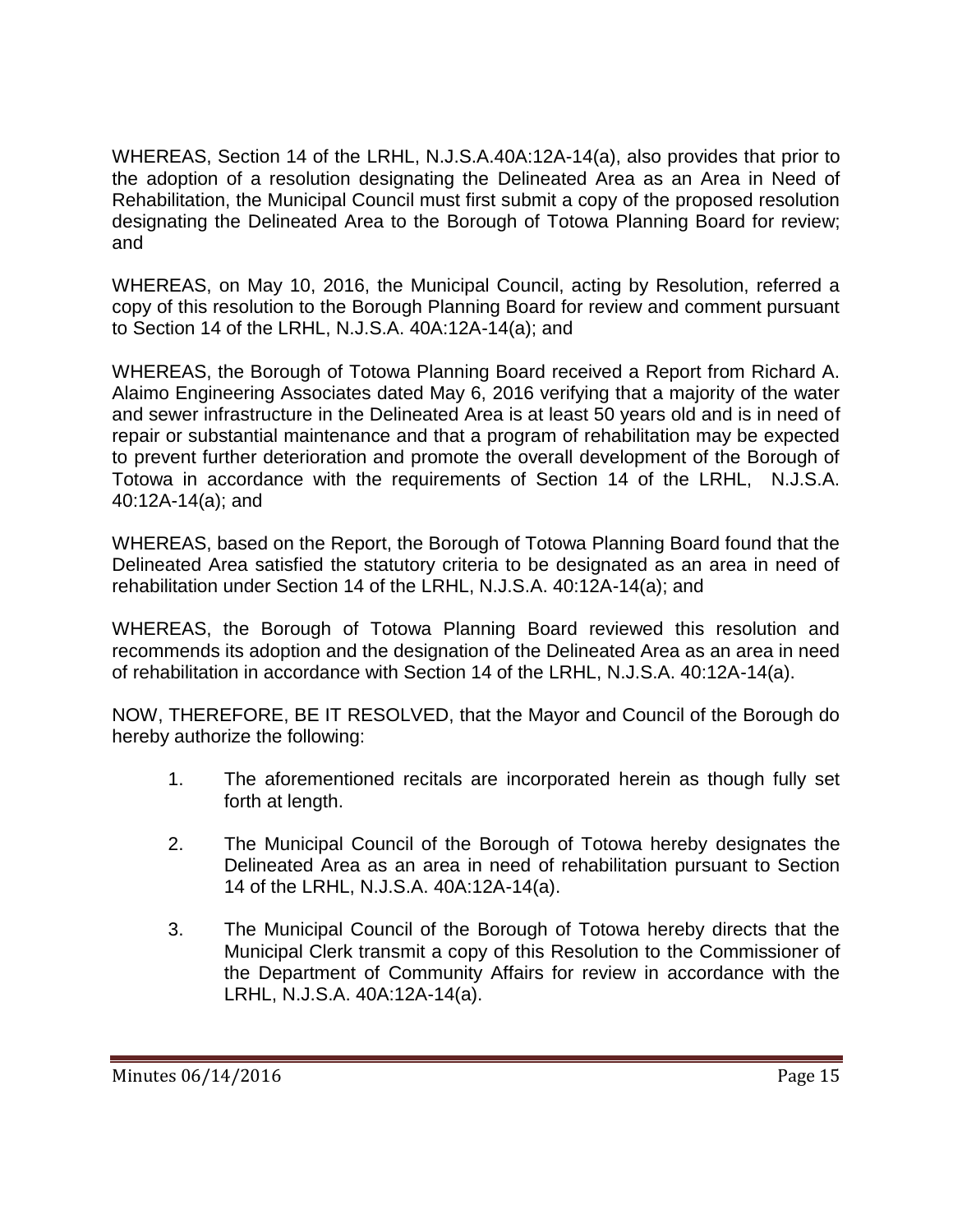WHEREAS, Section 14 of the LRHL, N.J.S.A.40A:12A-14(a), also provides that prior to the adoption of a resolution designating the Delineated Area as an Area in Need of Rehabilitation, the Municipal Council must first submit a copy of the proposed resolution designating the Delineated Area to the Borough of Totowa Planning Board for review; and

WHEREAS, on May 10, 2016, the Municipal Council, acting by Resolution, referred a copy of this resolution to the Borough Planning Board for review and comment pursuant to Section 14 of the LRHL, N.J.S.A. 40A:12A-14(a); and

WHEREAS, the Borough of Totowa Planning Board received a Report from Richard A. Alaimo Engineering Associates dated May 6, 2016 verifying that a majority of the water and sewer infrastructure in the Delineated Area is at least 50 years old and is in need of repair or substantial maintenance and that a program of rehabilitation may be expected to prevent further deterioration and promote the overall development of the Borough of Totowa in accordance with the requirements of Section 14 of the LRHL, N.J.S.A. 40:12A-14(a); and

WHEREAS, based on the Report, the Borough of Totowa Planning Board found that the Delineated Area satisfied the statutory criteria to be designated as an area in need of rehabilitation under Section 14 of the LRHL, N.J.S.A. 40:12A-14(a); and

WHEREAS, the Borough of Totowa Planning Board reviewed this resolution and recommends its adoption and the designation of the Delineated Area as an area in need of rehabilitation in accordance with Section 14 of the LRHL, N.J.S.A. 40:12A-14(a).

NOW, THEREFORE, BE IT RESOLVED, that the Mayor and Council of the Borough do hereby authorize the following:

1. The aforementioned recitals are incorporated herein as though fully set forth at length.

2. The Municipal Council of the Borough of Totowa hereby designates the Delineated Area as an area in need of rehabilitation pursuant to Section 14 of the LRHL, N.J.S.A. 40A:12A-14(a).

3. The Municipal Council of the Borough of Totowa hereby directs that the Municipal Clerk transmit a copy of this Resolution to the Commissioner of the Department of Community Affairs for review in accordance with the LRHL, N.J.S.A. 40A:12A-14(a).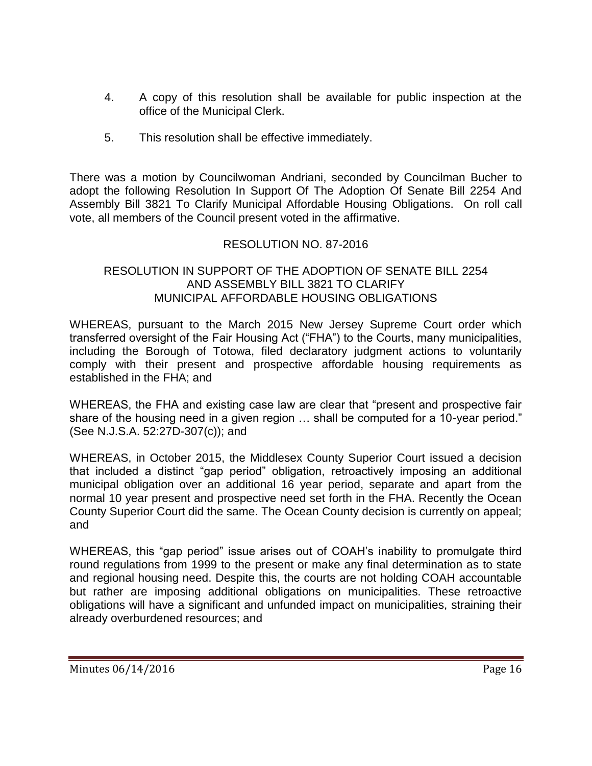4. A copy of this resolution shall be available for public inspection at the office of the Municipal Clerk.

5. This resolution shall be effective immediately.

There was a motion by Councilwoman Andriani, seconded by Councilman Bucher to adopt the following Resolution In Support Of The Adoption Of Senate Bill 2254 And Assembly Bill 3821 To Clarify Municipal Affordable Housing Obligations. On roll call vote, all members of the Council present voted in the affirmative.

RESOLUTION NO. 87-2016

RESOLUTION IN SUPPORT OF THE ADOPTION OF SENATE BILL 2254 AND ASSEMBLY BILL 3821 TO CLARIFY MUNICIPAL AFFORDABLE HOUSING OBLIGATIONS

WHEREAS, pursuant to the March 2015 New Jersey Supreme Court order which transferred oversight of the Fair Housing Act ("FHA") to the Courts, many municipalities, including the Borough of Totowa, filed declaratory judgment actions to voluntarily comply with their present and prospective affordable housing requirements as established in the FHA; and

WHEREAS, the FHA and existing case law are clear that "present and prospective fair share of the housing need in a given region … shall be computed for a 10-year period." (See N.J.S.A. 52:27D-307(c)); and

WHEREAS, in October 2015, the Middlesex County Superior Court issued a decision that included a distinct "gap period" obligation, retroactively imposing an additional municipal obligation over an additional 16 year period, separate and apart from the normal 10 year present and prospective need set forth in the FHA. Recently the Ocean County Superior Court did the same. The Ocean County decision is currently on appeal; and

WHEREAS, this "gap period" issue arises out of COAH's inability to promulgate third round regulations from 1999 to the present or make any final determination as to state and regional housing need. Despite this, the courts are not holding COAH accountable but rather are imposing additional obligations on municipalities. These retroactive obligations will have a significant and unfunded impact on municipalities, straining their already overburdened resources; and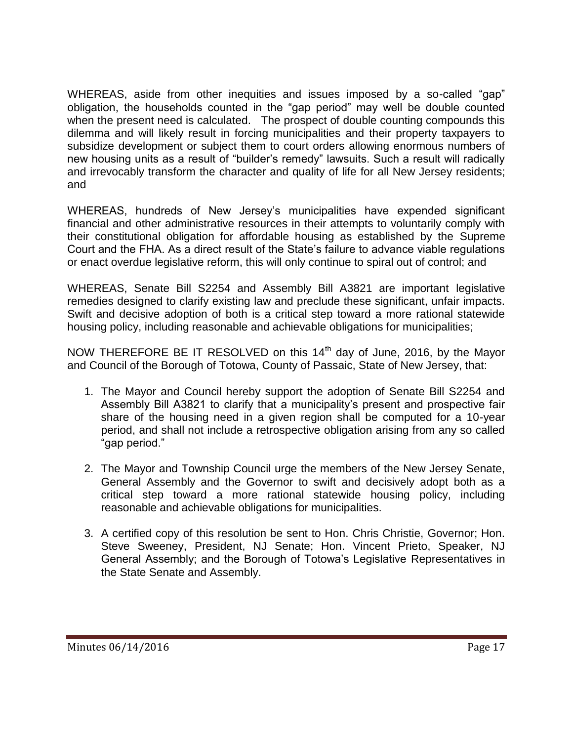WHEREAS, aside from other inequities and issues imposed by a so-called "gap" obligation, the households counted in the "gap period" may well be double counted when the present need is calculated. The prospect of double counting compounds this dilemma and will likely result in forcing municipalities and their property taxpayers to subsidize development or subject them to court orders allowing enormous numbers of new housing units as a result of "builder's remedy" lawsuits. Such a result will radically and irrevocably transform the character and quality of life for all New Jersey residents; and

WHEREAS, hundreds of New Jersey's municipalities have expended significant financial and other administrative resources in their attempts to voluntarily comply with their constitutional obligation for affordable housing as established by the Supreme Court and the FHA. As a direct result of the State's failure to advance viable regulations or enact overdue legislative reform, this will only continue to spiral out of control; and

WHEREAS, Senate Bill S2254 and Assembly Bill A3821 are important legislative remedies designed to clarify existing law and preclude these significant, unfair impacts. Swift and decisive adoption of both is a critical step toward a more rational statewide housing policy, including reasonable and achievable obligations for municipalities;

NOW THEREFORE BE IT RESOLVED on this 14th day of June, 2016, by the Mayor and Council of the Borough of Totowa, County of Passaic, State of New Jersey, that:

1. The Mayor and Council hereby support the adoption of Senate Bill S2254 and Assembly Bill A3821 to clarify that a municipality's present and prospective fair share of the housing need in a given region shall be computed for a 10-year period, and shall not include a retrospective obligation arising from any so called "gap period."

2. The Mayor and Township Council urge the members of the New Jersey Senate, General Assembly and the Governor to swift and decisively adopt both as a critical step toward a more rational statewide housing policy, including reasonable and achievable obligations for municipalities.

3. A certified copy of this resolution be sent to Hon. Chris Christie, Governor; Hon. Steve Sweeney, President, NJ Senate; Hon. Vincent Prieto, Speaker, NJ General Assembly; and the Borough of Totowa's Legislative Representatives in the State Senate and Assembly.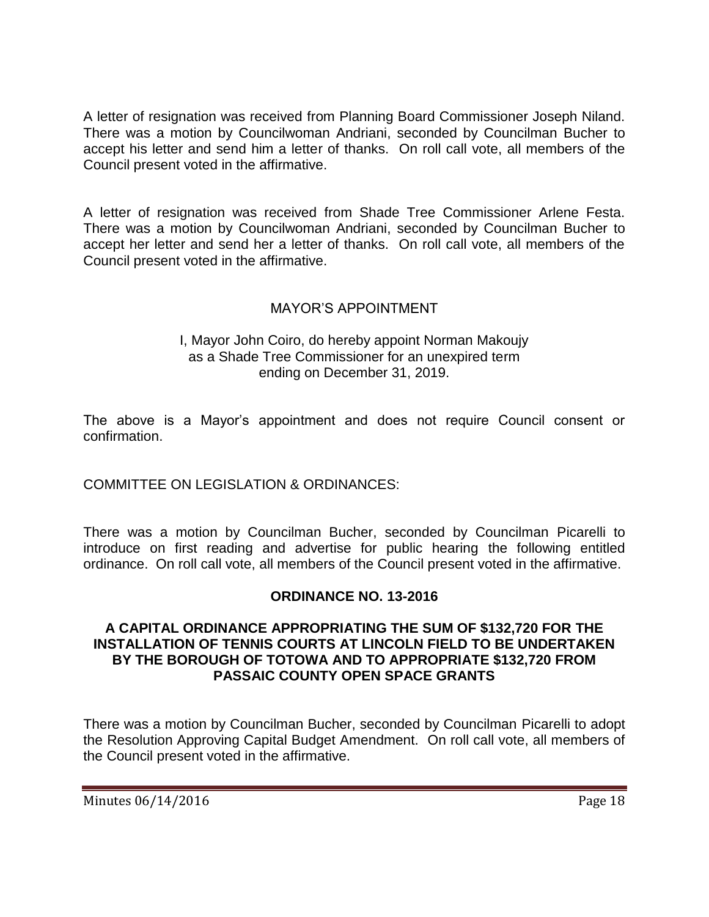A letter of resignation was received from Planning Board Commissioner Joseph Niland. There was a motion by Councilwoman Andriani, seconded by Councilman Bucher to accept his letter and send him a letter of thanks. On roll call vote, all members of the Council present voted in the affirmative.

A letter of resignation was received from Shade Tree Commissioner Arlene Festa. There was a motion by Councilwoman Andriani, seconded by Councilman Bucher to accept her letter and send her a letter of thanks. On roll call vote, all members of the Council present voted in the affirmative.

MAYOR'S APPOINTMENT

I, Mayor John Coiro, do hereby appoint Norman Makoujy as a Shade Tree Commissioner for an unexpired term ending on December 31, 2019.

The above is a Mayor's appointment and does not require Council consent or confirmation.

COMMITTEE ON LEGISLATION & ORDINANCES:

There was a motion by Councilman Bucher, seconded by Councilman Picarelli to introduce on first reading and advertise for public hearing the following entitled ordinance. On roll call vote, all members of the Council present voted in the affirmative.

**ORDINANCE NO. 13-2016**

**A CAPITAL ORDINANCE APPROPRIATING THE SUM OF $132,720 FOR THE INSTALLATION OF TENNIS COURTS AT LINCOLN FIELD TO BE UNDERTAKEN BY THE BOROUGH OF TOTOWA AND TO APPROPRIATE $132,720 FROM PASSAIC COUNTY OPEN SPACE GRANTS**

There was a motion by Councilman Bucher, seconded by Councilman Picarelli to adopt the Resolution Approving Capital Budget Amendment. On roll call vote, all members of the Council present voted in the affirmative.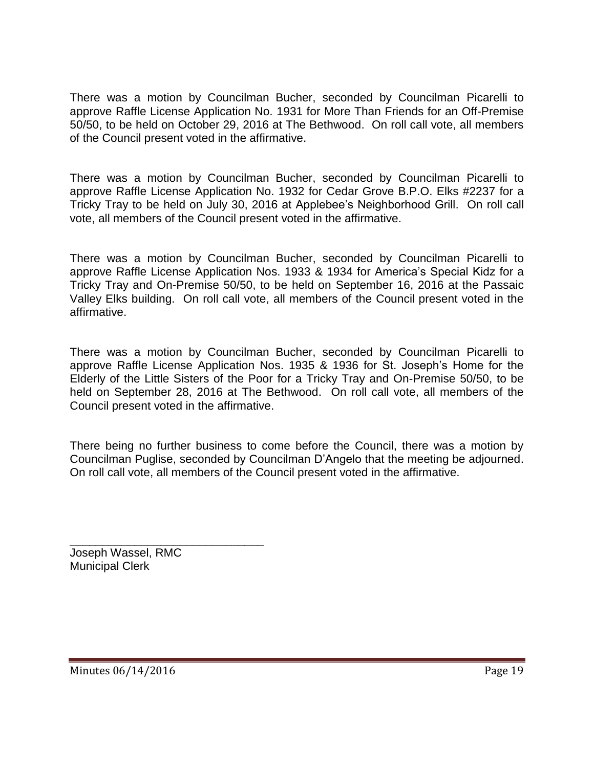There was a motion by Councilman Bucher, seconded by Councilman Picarelli to approve Raffle License Application No. 1931 for More Than Friends for an Off-Premise 50/50, to be held on October 29, 2016 at The Bethwood. On roll call vote, all members of the Council present voted in the affirmative.

There was a motion by Councilman Bucher, seconded by Councilman Picarelli to approve Raffle License Application No. 1932 for Cedar Grove B.P.O. Elks #2237 for a Tricky Tray to be held on July 30, 2016 at Applebee's Neighborhood Grill. On roll call vote, all members of the Council present voted in the affirmative.

There was a motion by Councilman Bucher, seconded by Councilman Picarelli to approve Raffle License Application Nos. 1933 & 1934 for America's Special Kidz for a Tricky Tray and On-Premise 50/50, to be held on September 16, 2016 at the Passaic Valley Elks building. On roll call vote, all members of the Council present voted in the affirmative.

There was a motion by Councilman Bucher, seconded by Councilman Picarelli to approve Raffle License Application Nos. 1935 & 1936 for St. Joseph's Home for the Elderly of the Little Sisters of the Poor for a Tricky Tray and On-Premise 50/50, to be held on September 28, 2016 at The Bethwood. On roll call vote, all members of the Council present voted in the affirmative.

There being no further business to come before the Council, there was a motion by Councilman Puglise, seconded by Councilman D'Angelo that the meeting be adjourned. On roll call vote, all members of the Council present voted in the affirmative.

\_\_\_\_\_\_\_\_\_\_\_\_\_\_\_\_\_\_\_\_\_\_\_\_\_\_\_\_\_\_\_\_

Joseph Wassel, RMC
Municipal Clerk